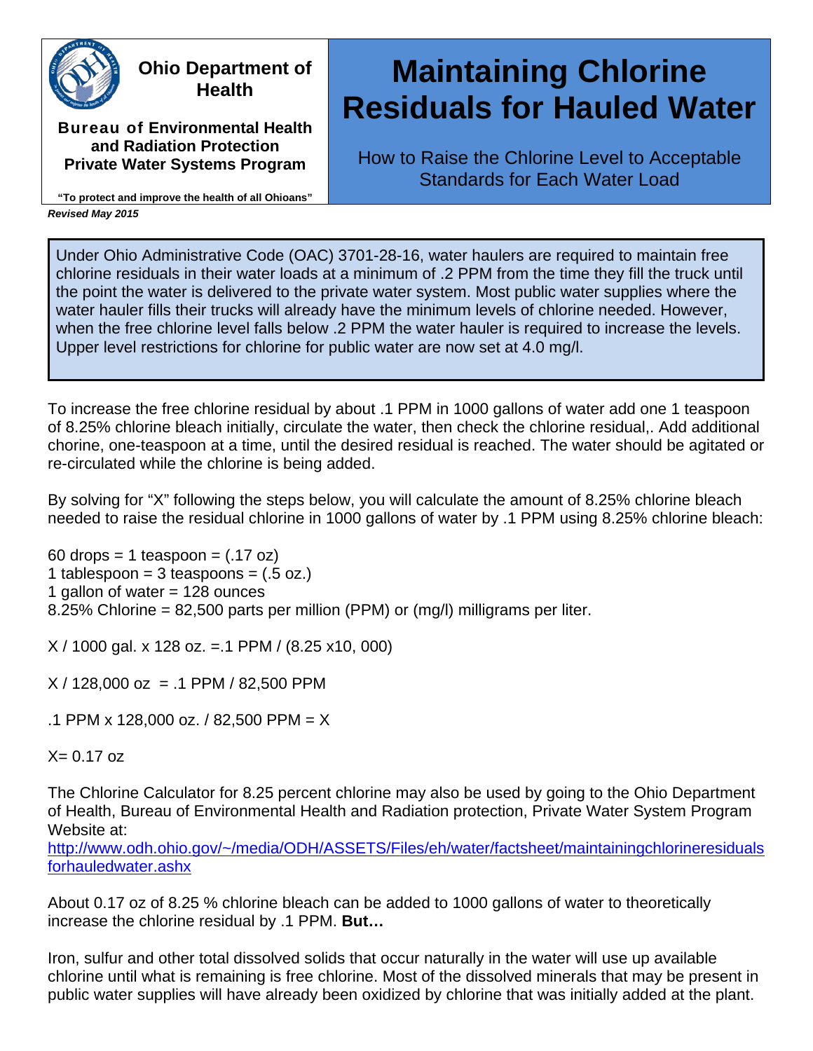**Ohio Department of Health**

**Bureau of Environmental Health and Radiation Protection**
**Private Water Systems Program**

**"To protect and improve the health of all Ohioans"**

***Revised May 2015***

# Maintaining Chlorine Residuals for Hauled Water

## How to Raise the Chlorine Level to Acceptable Standards for Each Water Load

Under Ohio Administrative Code (OAC) 3701-28-16, water haulers are required to maintain free chlorine residuals in their water loads at a minimum of .2 PPM from the time they fill the truck until the point the water is delivered to the private water system. Most public water supplies where the water hauler fills their trucks will already have the minimum levels of chlorine needed. However, when the free chlorine level falls below .2 PPM the water hauler is required to increase the levels. Upper level restrictions for chlorine for public water are now set at 4.0 mg/l.

To increase the free chlorine residual by about .1 PPM in 1000 gallons of water add one 1 teaspoon of 8.25% chlorine bleach initially, circulate the water, then check the chlorine residual,. Add additional chorine, one-teaspoon at a time, until the desired residual is reached. The water should be agitated or re-circulated while the chlorine is being added.

By solving for "X" following the steps below, you will calculate the amount of 8.25% chlorine bleach needed to raise the residual chlorine in 1000 gallons of water by .1 PPM using 8.25% chlorine bleach:

60 drops = 1 teaspoon = (.17 oz)
1 tablespoon = 3 teaspoons = (.5 oz.)
1 gallon of water = 128 ounces
8.25% Chlorine = 82,500 parts per million (PPM) or (mg/l) milligrams per liter.

X / 1000 gal. x 128 oz. =.1 PPM / (8.25 x10, 000)

X / 128,000 oz = .1 PPM / 82,500 PPM

.1 PPM x 128,000 oz. / 82,500 PPM = X

X= 0.17 oz

The Chlorine Calculator for 8.25 percent chlorine may also be used by going to the Ohio Department of Health, Bureau of Environmental Health and Radiation protection, Private Water System Program Website at:
http://www.odh.ohio.gov/~/media/ODH/ASSETS/Files/eh/water/factsheet/maintainingchlorineresidualsforhauledwater.ashx

About 0.17 oz of 8.25 % chlorine bleach can be added to 1000 gallons of water to theoretically increase the chlorine residual by .1 PPM. **But…**

Iron, sulfur and other total dissolved solids that occur naturally in the water will use up available chlorine until what is remaining is free chlorine. Most of the dissolved minerals that may be present in public water supplies will have already been oxidized by chlorine that was initially added at the plant.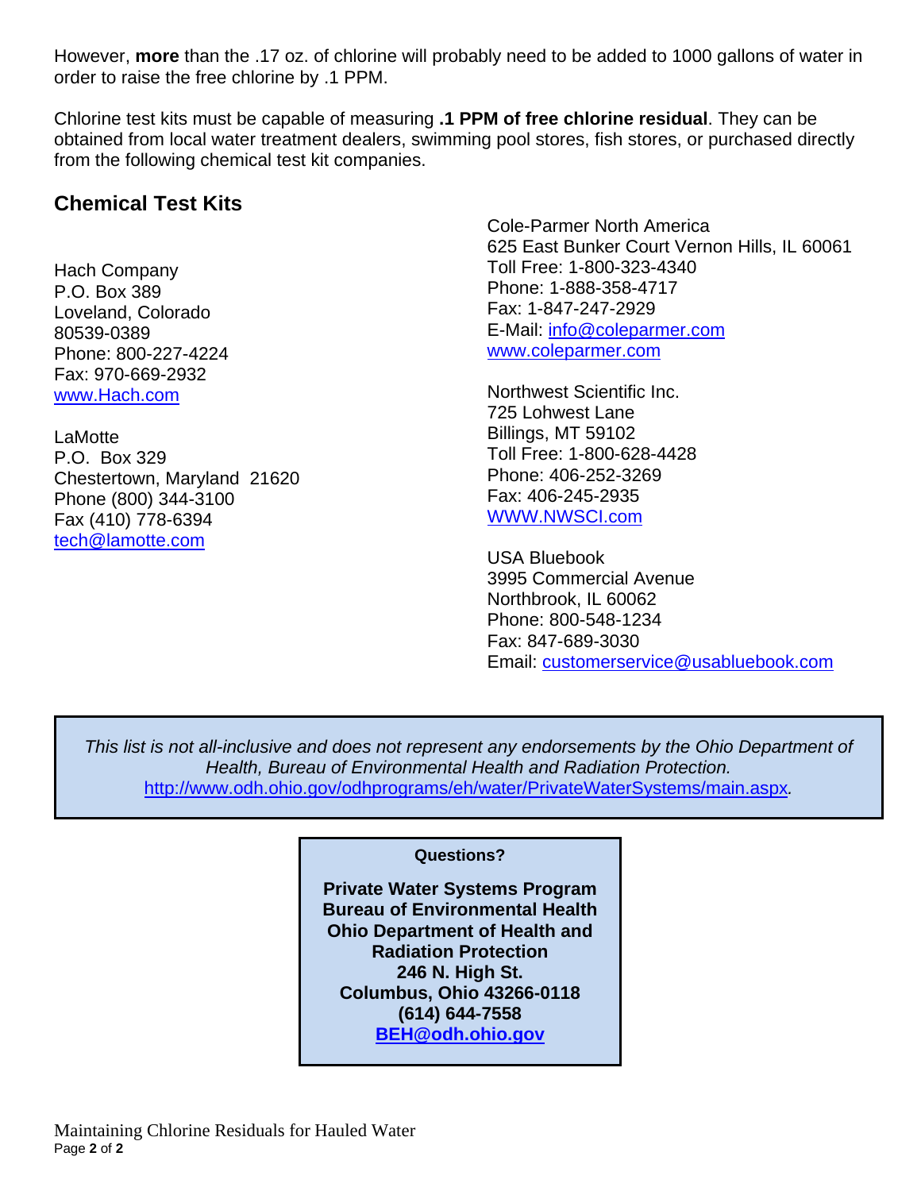However, **more** than the .17 oz. of chlorine will probably need to be added to 1000 gallons of water in order to raise the free chlorine by .1 PPM.

Chlorine test kits must be capable of measuring **.1 PPM of free chlorine residual**. They can be obtained from local water treatment dealers, swimming pool stores, fish stores, or purchased directly from the following chemical test kit companies.

## Chemical Test Kits

Hach Company
P.O. Box 389
Loveland, Colorado
80539-0389
Phone: 800-227-4224
Fax: 970-669-2932
www.Hach.com

LaMotte
P.O. Box 329
Chestertown, Maryland 21620
Phone (800) 344-3100
Fax (410) 778-6394
tech@lamotte.com

Cole-Parmer North America
625 East Bunker Court Vernon Hills, IL 60061
Toll Free: 1-800-323-4340
Phone: 1-888-358-4717
Fax: 1-847-247-2929
E-Mail: info@coleparmer.com
www.coleparmer.com

Northwest Scientific Inc.
725 Lohwest Lane
Billings, MT 59102
Toll Free: 1-800-628-4428
Phone: 406-252-3269
Fax: 406-245-2935
WWW.NWSCI.com

USA Bluebook
3995 Commercial Avenue
Northbrook, IL 60062
Phone: 800-548-1234
Fax: 847-689-3030
Email: customerservice@usabluebook.com

*This list is not all-inclusive and does not represent any endorsements by the Ohio Department of Health, Bureau of Environmental Health and Radiation Protection.* http://www.odh.ohio.gov/odhprograms/eh/water/PrivateWaterSystems/main.aspx.

**Questions?**

**Private Water Systems Program**
**Bureau of Environmental Health**
**Ohio Department of Health and Radiation Protection**
**246 N. High St.**
**Columbus, Ohio 43266-0118**
**(614) 644-7558**
**BEH@odh.ohio.gov**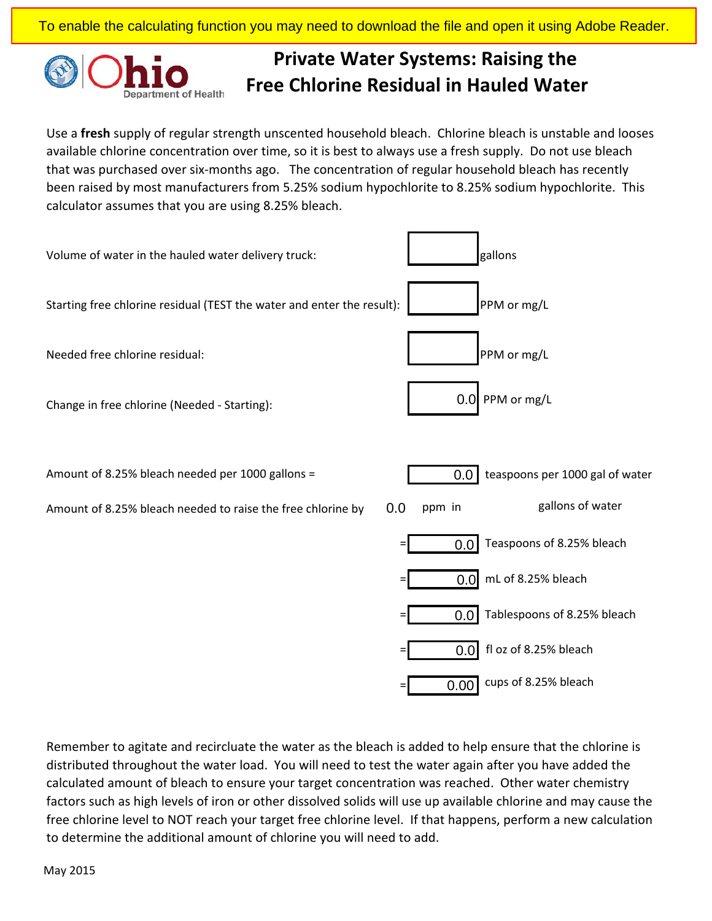To enable the calculating function you may need to download the file and open it using Adobe Reader.

Ohio Department of Health

# Private Water Systems: Raising the Free Chlorine Residual in Hauled Water

Use a **fresh** supply of regular strength unscented household bleach. Chlorine bleach is unstable and looses available chlorine concentration over time, so it is best to always use a fresh supply. Do not use bleach that was purchased over six-months ago. The concentration of regular household bleach has recently been raised by most manufacturers from 5.25% sodium hypochlorite to 8.25% sodium hypochlorite. This calculator assumes that you are using 8.25% bleach.

Volume of water in the hauled water delivery truck: ________ gallons

Starting free chlorine residual (TEST the water and enter the result): ________ PPM or mg/L

Needed free chlorine residual: ________ PPM or mg/L

Change in free chlorine (Needed - Starting): 0.0 PPM or mg/L

Amount of 8.25% bleach needed per 1000 gallons = 0.0 teaspoons per 1000 gal of water

Amount of 8.25% bleach needed to raise the free chlorine by 0.0 ppm in ________ gallons of water

= 0.0 Teaspoons of 8.25% bleach

= 0.0 mL of 8.25% bleach

= 0.0 Tablespoons of 8.25% bleach

= 0.0 fl oz of 8.25% bleach

= 0.00 cups of 8.25% bleach

Remember to agitate and recircluate the water as the bleach is added to help ensure that the chlorine is distributed throughout the water load. You will need to test the water again after you have added the calculated amount of bleach to ensure your target concentration was reached. Other water chemistry factors such as high levels of iron or other dissolved solids will use up available chlorine and may cause the free chlorine level to NOT reach your target free chlorine level. If that happens, perform a new calculation to determine the additional amount of chlorine you will need to add.

May 2015